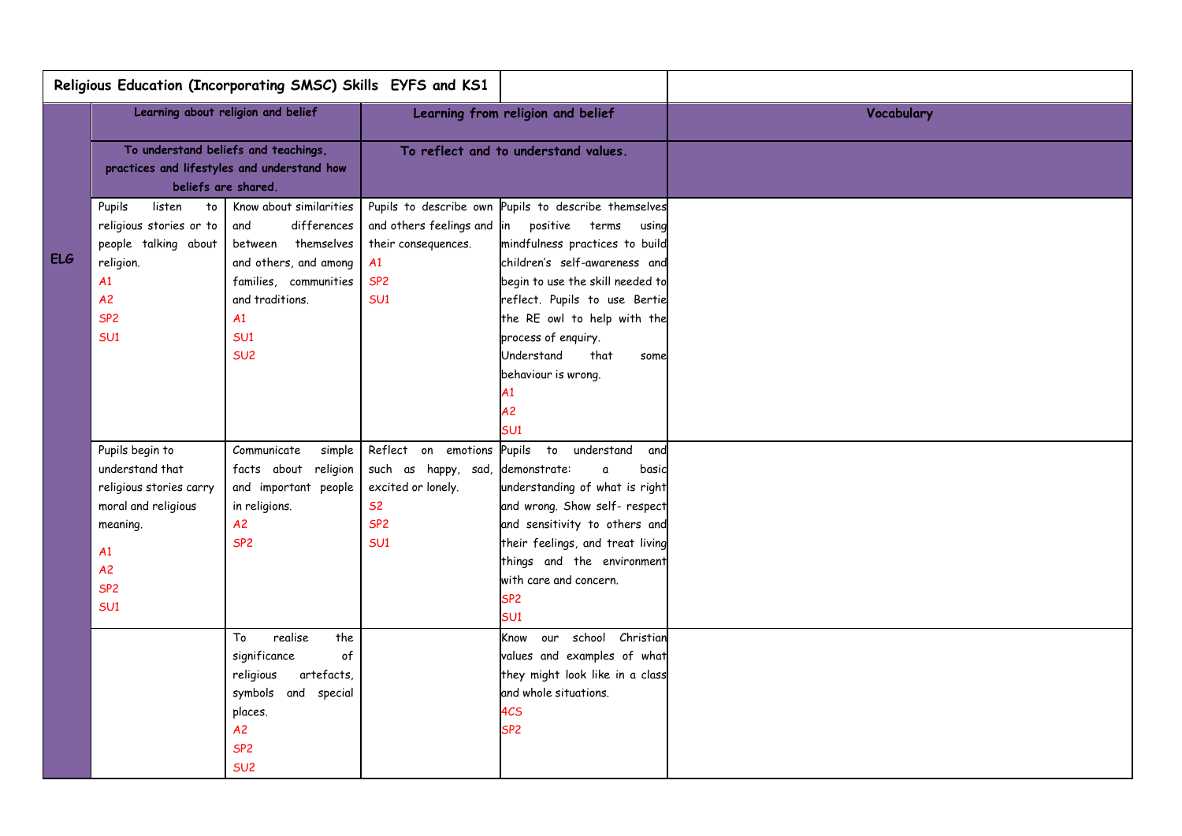| Religious Education (Incorporating SMSC) Skills EYFS and KS1 | | | | | |
|---|---|---|---|---|---|
| | **Learning about religion and belief** | | **Learning from religion and belief** | | **Vocabulary** |
| | **To understand beliefs and teachings, practices and lifestyles and understand how beliefs are shared.** | | **To reflect and to understand values.** | | |
| **ELG** | Pupils listen to religious stories or to people talking about religion. A1 A2 SP2 SU1 | Know about similarities and differences between themselves and others, and among families, communities and traditions. A1 SU1 SU2 | Pupils to describe own and others feelings and their consequences. A1 SP2 SU1 | Pupils to describe themselves in positive terms using mindfulness practices to build children's self-awareness and begin to use the skill needed to reflect. Pupils to use Bertie the RE owl to help with the process of enquiry. Understand that some behaviour is wrong. A1 A2 SU1 | |
| | Pupils begin to understand that religious stories carry moral and religious meaning. A1 A2 SP2 SU1 | Communicate simple facts about religion and important people in religions. A2 SP2 | Reflect on emotions such as happy, sad, excited or lonely. S2 SP2 SU1 | Pupils to understand and demonstrate: a basic understanding of what is right and wrong. Show self- respect and sensitivity to others and their feelings, and treat living things and the environment with care and concern. SP2 SU1 | |
| | | To realise the significance of religious artefacts, symbols and special places. A2 SP2 SU2 | | Know our school Christian values and examples of what they might look like in a class and whole situations. 4CS SP2 | |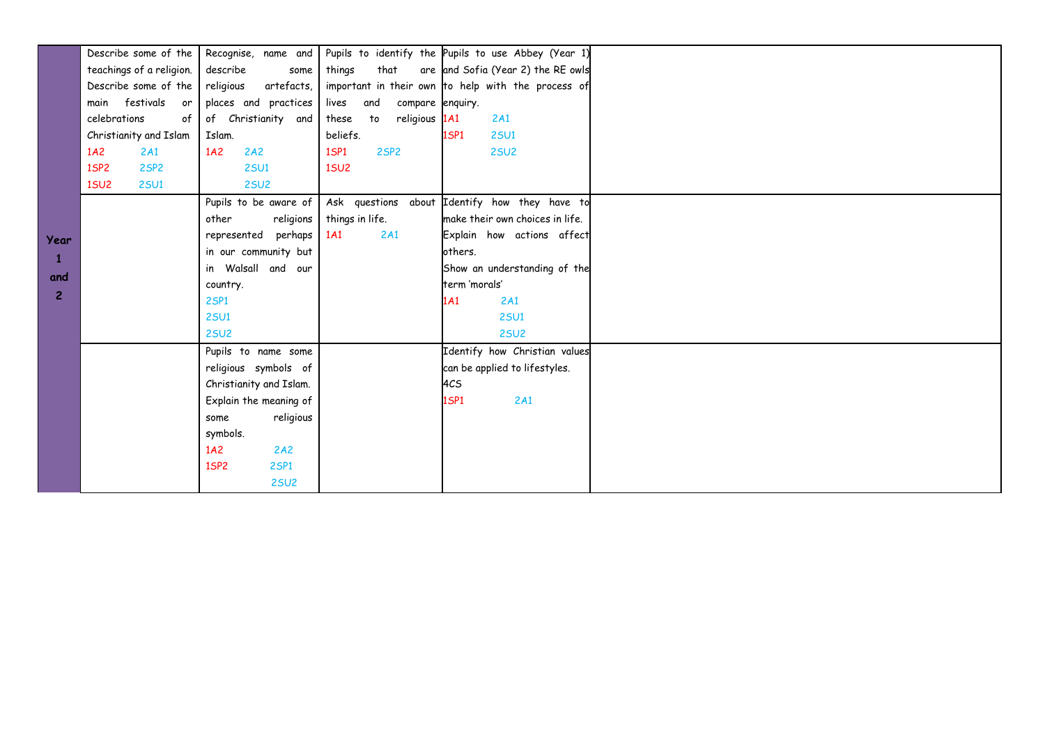| | | | | | |
|---|---|---|---|---|---|
| Year 1 and 2 | Describe some of the teachings of a religion. Describe some of the main festivals or celebrations of Christianity and Islam<br>1A2 2A1<br>1SP2 2SP2<br>1SU2 2SU1 | Recognise, name and describe some religious artefacts, places and practices of Christianity and Islam.<br>1A2 2A2<br>2SU1<br>2SU2 | Pupils to identify the things that are important in their own lives and compare these to religious beliefs.<br>1SP1 2SP2<br>1SU2 | Pupils to use Abbey (Year 1) and Sofia (Year 2) the RE owls to help with the process of enquiry.<br>1A1 2A1<br>1SP1 2SU1<br>2SU2 | |
| | | Pupils to be aware of other religions represented perhaps in our community but in Walsall and our country.<br>2SP1<br>2SU1<br>2SU2 | Ask questions about things in life.<br>1A1 2A1 | Identify how they have to make their own choices in life.<br>Explain how actions affect others.<br>Show an understanding of the term 'morals'<br>1A1 2A1<br>2SU1<br>2SU2 | |
| | | Pupils to name some religious symbols of Christianity and Islam.<br>Explain the meaning of some religious symbols.<br>1A2 2A2<br>1SP2 2SP1<br>2SU2 | | Identify how Christian values can be applied to lifestyles.<br>4CS<br>1SP1 2A1 | |